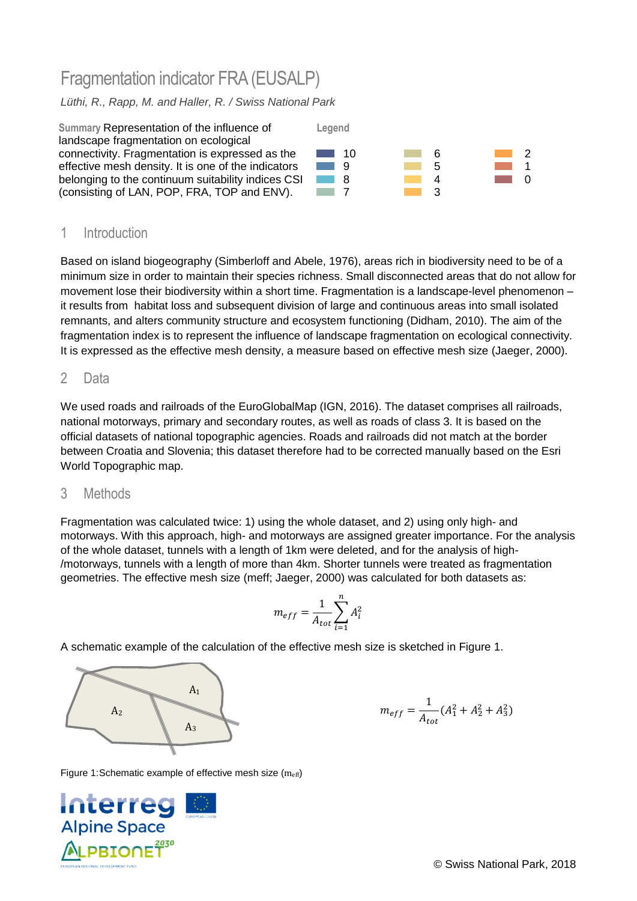# Fragmentation indicator FRA (EUSALP)

*Lüthi, R., Rapp, M. and Haller, R. / Swiss National Park*

**Summary** Representation of the influence of landscape fragmentation on ecological connectivity. Fragmentation is expressed as the effective mesh density. It is one of the indicators belonging to the continuum suitability indices CSI (consisting of LAN, POP, FRA, TOP and ENV).

**Legend**

10, 9, 8, 7, 6, 5, 4, 3, 2, 1, 0

## 1 Introduction

Based on island biogeography (Simberloff and Abele, 1976), areas rich in biodiversity need to be of a minimum size in order to maintain their species richness. Small disconnected areas that do not allow for movement lose their biodiversity within a short time. Fragmentation is a landscape-level phenomenon – it results from habitat loss and subsequent division of large and continuous areas into small isolated remnants, and alters community structure and ecosystem functioning (Didham, 2010). The aim of the fragmentation index is to represent the influence of landscape fragmentation on ecological connectivity. It is expressed as the effective mesh density, a measure based on effective mesh size (Jaeger, 2000).

## 2 Data

We used roads and railroads of the EuroGlobalMap (IGN, 2016). The dataset comprises all railroads, national motorways, primary and secondary routes, as well as roads of class 3. It is based on the official datasets of national topographic agencies. Roads and railroads did not match at the border between Croatia and Slovenia; this dataset therefore had to be corrected manually based on the Esri World Topographic map.

## 3 Methods

Fragmentation was calculated twice: 1) using the whole dataset, and 2) using only high- and motorways. With this approach, high- and motorways are assigned greater importance. For the analysis of the whole dataset, tunnels with a length of 1km were deleted, and for the analysis of high-/motorways, tunnels with a length of more than 4km. Shorter tunnels were treated as fragmentation geometries. The effective mesh size (meff; Jaeger, 2000) was calculated for both datasets as:

$$m_{eff} = \frac{1}{A_{tot}} \sum_{i=1}^{n} A_i^2$$

A schematic example of the calculation of the effective mesh size is sketched in Figure 1.

$$m_{eff} = \frac{1}{A_{tot}} (A_1^2 + A_2^2 + A_3^2)$$

Figure 1:Schematic example of effective mesh size ($m_{eff}$)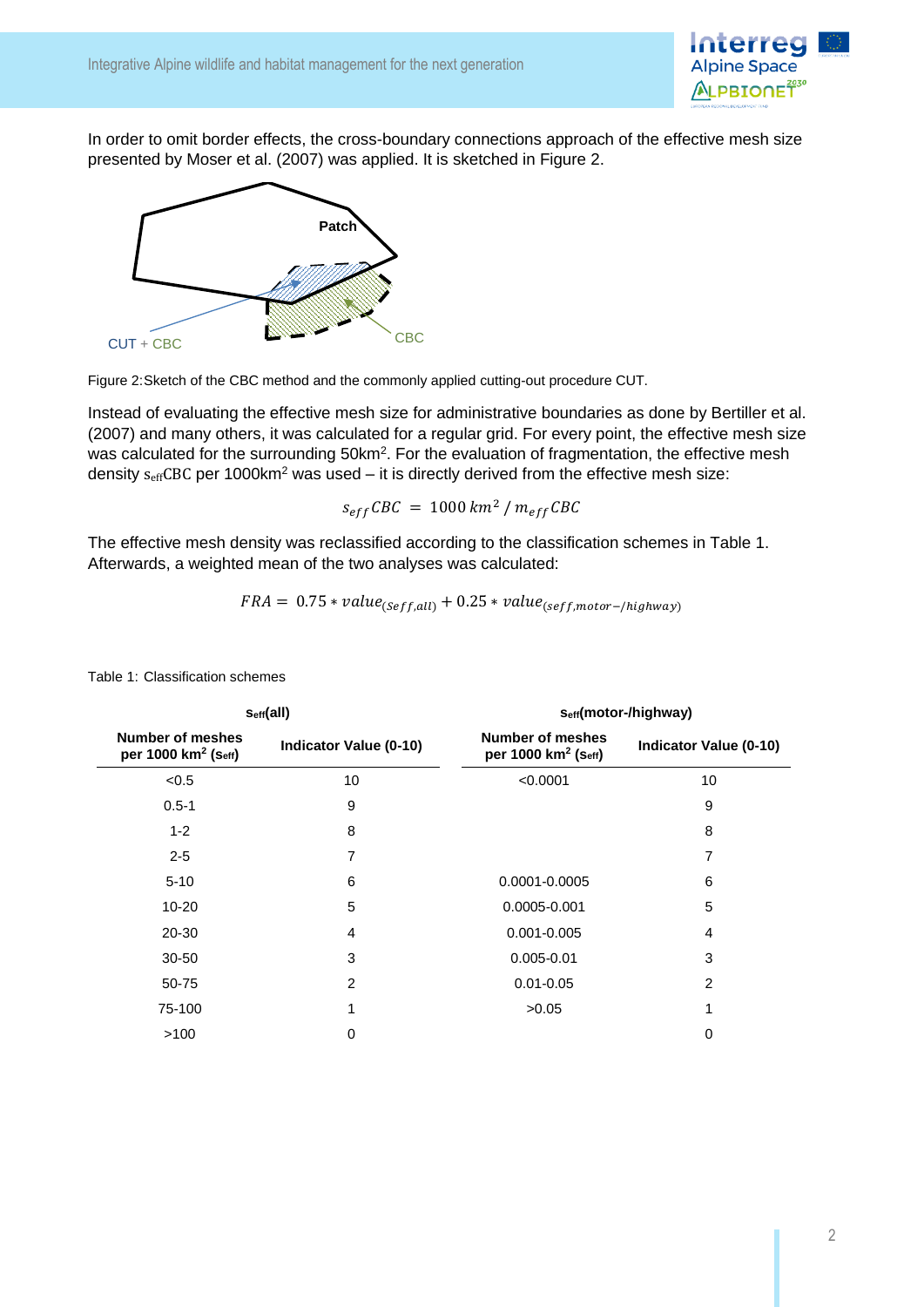In order to omit border effects, the cross-boundary connections approach of the effective mesh size presented by Moser et al. (2007) was applied. It is sketched in Figure 2.

Figure 2:Sketch of the CBC method and the commonly applied cutting-out procedure CUT.

Instead of evaluating the effective mesh size for administrative boundaries as done by Bertiller et al. (2007) and many others, it was calculated for a regular grid. For every point, the effective mesh size was calculated for the surrounding 50km². For the evaluation of fragmentation, the effective mesh density $s_{eff}CBC$ per 1000km² was used – it is directly derived from the effective mesh size:

$$s_{eff}CBC = 1000\,km^2 / m_{eff}CBC$$

The effective mesh density was reclassified according to the classification schemes in Table 1. Afterwards, a weighted mean of the two analyses was calculated:

$$FRA = 0.75 * value_{(Seff,all)} + 0.25 * value_{(seff,motor-/highway)}$$

Table 1: Classification schemes

| $s_{eff}$(all) | | $s_{eff}$(motor-/highway) | |
|---|---|---|---|
| **Number of meshes per 1000 km² ($s_{eff}$)** | **Indicator Value (0-10)** | **Number of meshes per 1000 km² ($s_{eff}$)** | **Indicator Value (0-10)** |
| <0.5 | 10 | <0.0001 | 10 |
| 0.5-1 | 9 | | 9 |
| 1-2 | 8 | | 8 |
| 2-5 | 7 | | 7 |
| 5-10 | 6 | 0.0001-0.0005 | 6 |
| 10-20 | 5 | 0.0005-0.001 | 5 |
| 20-30 | 4 | 0.001-0.005 | 4 |
| 30-50 | 3 | 0.005-0.01 | 3 |
| 50-75 | 2 | 0.01-0.05 | 2 |
| 75-100 | 1 | >0.05 | 1 |
| >100 | 0 | | 0 |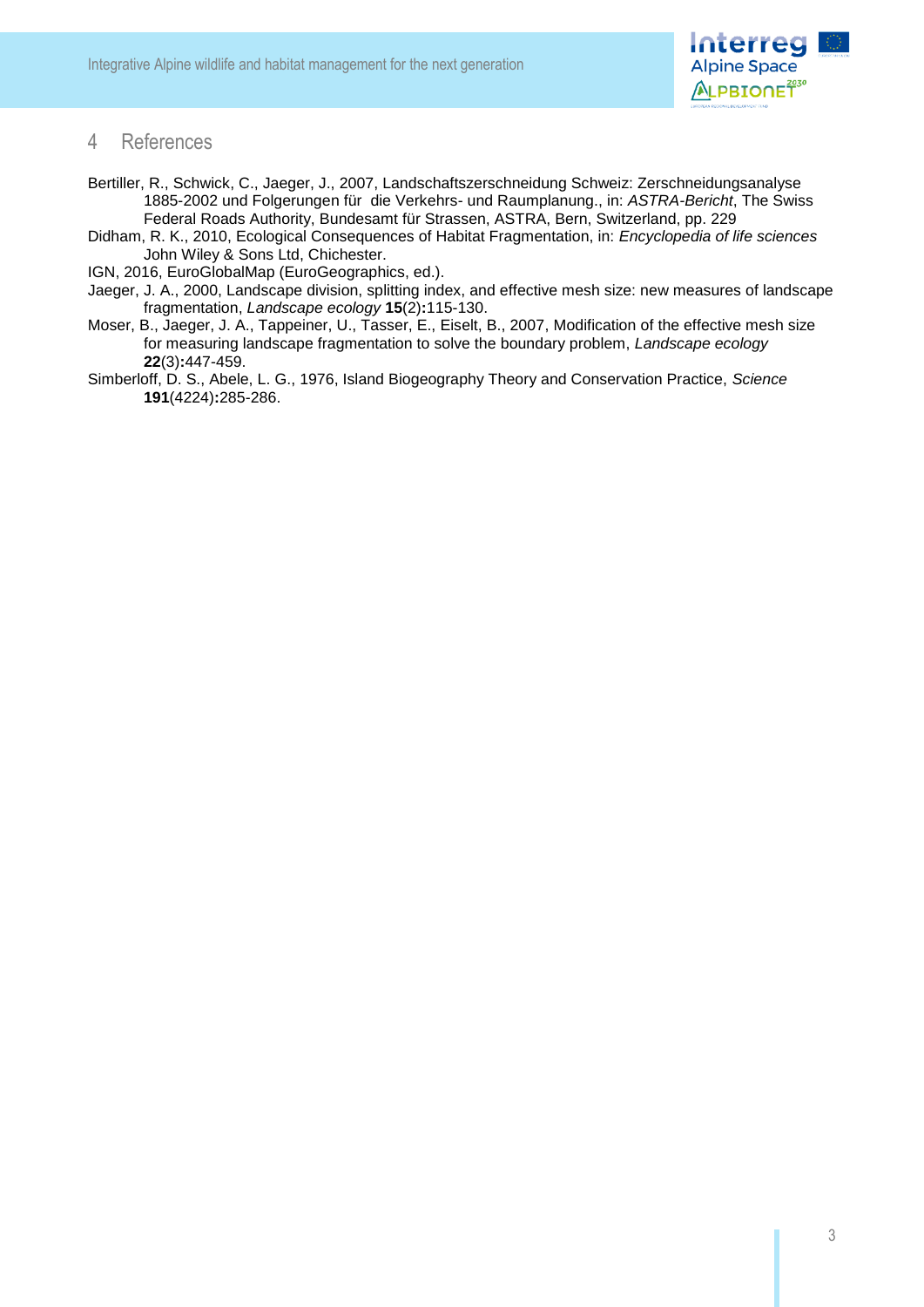## 4 References

Bertiller, R., Schwick, C., Jaeger, J., 2007, Landschaftszerschneidung Schweiz: Zerschneidungsanalyse 1885-2002 und Folgerungen für die Verkehrs- und Raumplanung., in: *ASTRA-Bericht*, The Swiss Federal Roads Authority, Bundesamt für Strassen, ASTRA, Bern, Switzerland, pp. 229

Didham, R. K., 2010, Ecological Consequences of Habitat Fragmentation, in: *Encyclopedia of life sciences* John Wiley & Sons Ltd, Chichester.

IGN, 2016, EuroGlobalMap (EuroGeographics, ed.).

Jaeger, J. A., 2000, Landscape division, splitting index, and effective mesh size: new measures of landscape fragmentation, *Landscape ecology* **15**(2)**:**115-130.

Moser, B., Jaeger, J. A., Tappeiner, U., Tasser, E., Eiselt, B., 2007, Modification of the effective mesh size for measuring landscape fragmentation to solve the boundary problem, *Landscape ecology* **22**(3)**:**447-459.

Simberloff, D. S., Abele, L. G., 1976, Island Biogeography Theory and Conservation Practice, *Science* **191**(4224)**:**285-286.